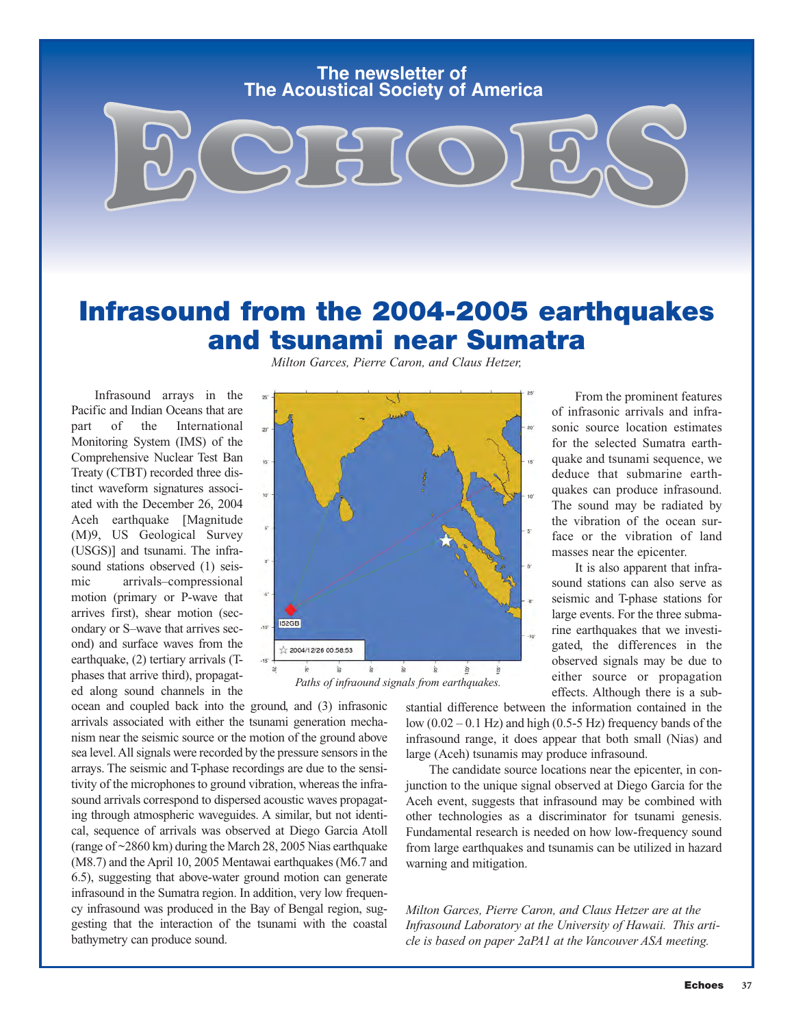The newsletter of The Acoustical Society of America

# ECHOES

## Infrasound from the 2004-2005 earthquakes and tsunami near Sumatra

*Milton Garces, Pierre Caron, and Claus Hetzer,*

Infrasound arrays in the Pacific and Indian Oceans that are part of the International Monitoring System (IMS) of the Comprehensive Nuclear Test Ban Treaty (CTBT) recorded three distinct waveform signatures associated with the December 26, 2004 Aceh earthquake [Magnitude (M)9, US Geological Survey (USGS)] and tsunami. The infrasound stations observed (1) seismic arrivals–compressional motion (primary or P-wave that arrives first), shear motion (secondary or S–wave that arrives second) and surface waves from the earthquake, (2) tertiary arrivals (T-phases that arrive third), propagated along sound channels in the ocean and coupled back into the ground, and (3) infrasonic arrivals associated with either the tsunami generation mechanism near the seismic source or the motion of the ground above sea level. All signals were recorded by the pressure sensors in the arrays. The seismic and T-phase recordings are due to the sensitivity of the microphones to ground vibration, whereas the infrasound arrivals correspond to dispersed acoustic waves propagating through atmospheric waveguides. A similar, but not identical, sequence of arrivals was observed at Diego Garcia Atoll (range of ~2860 km) during the March 28, 2005 Nias earthquake (M8.7) and the April 10, 2005 Mentawai earthquakes (M6.7 and 6.5), suggesting that above-water ground motion can generate infrasound in the Sumatra region. In addition, very low frequency infrasound was produced in the Bay of Bengal region, suggesting that the interaction of the tsunami with the coastal bathymetry can produce sound.

*Paths of infraound signals from earthquakes.*

From the prominent features of infrasonic arrivals and infrasonic source location estimates for the selected Sumatra earthquake and tsunami sequence, we deduce that submarine earthquakes can produce infrasound. The sound may be radiated by the vibration of the ocean surface or the vibration of land masses near the epicenter.

It is also apparent that infrasound stations can also serve as seismic and T-phase stations for large events. For the three submarine earthquakes that we investigated, the differences in the observed signals may be due to either source or propagation effects. Although there is a substantial difference between the information contained in the low (0.02 – 0.1 Hz) and high (0.5-5 Hz) frequency bands of the infrasound range, it does appear that both small (Nias) and large (Aceh) tsunamis may produce infrasound.

The candidate source locations near the epicenter, in conjunction to the unique signal observed at Diego Garcia for the Aceh event, suggests that infrasound may be combined with other technologies as a discriminator for tsunami genesis. Fundamental research is needed on how low-frequency sound from large earthquakes and tsunamis can be utilized in hazard warning and mitigation.

*Milton Garces, Pierre Caron, and Claus Hetzer are at the Infrasound Laboratory at the University of Hawaii. This article is based on paper 2aPA1 at the Vancouver ASA meeting.*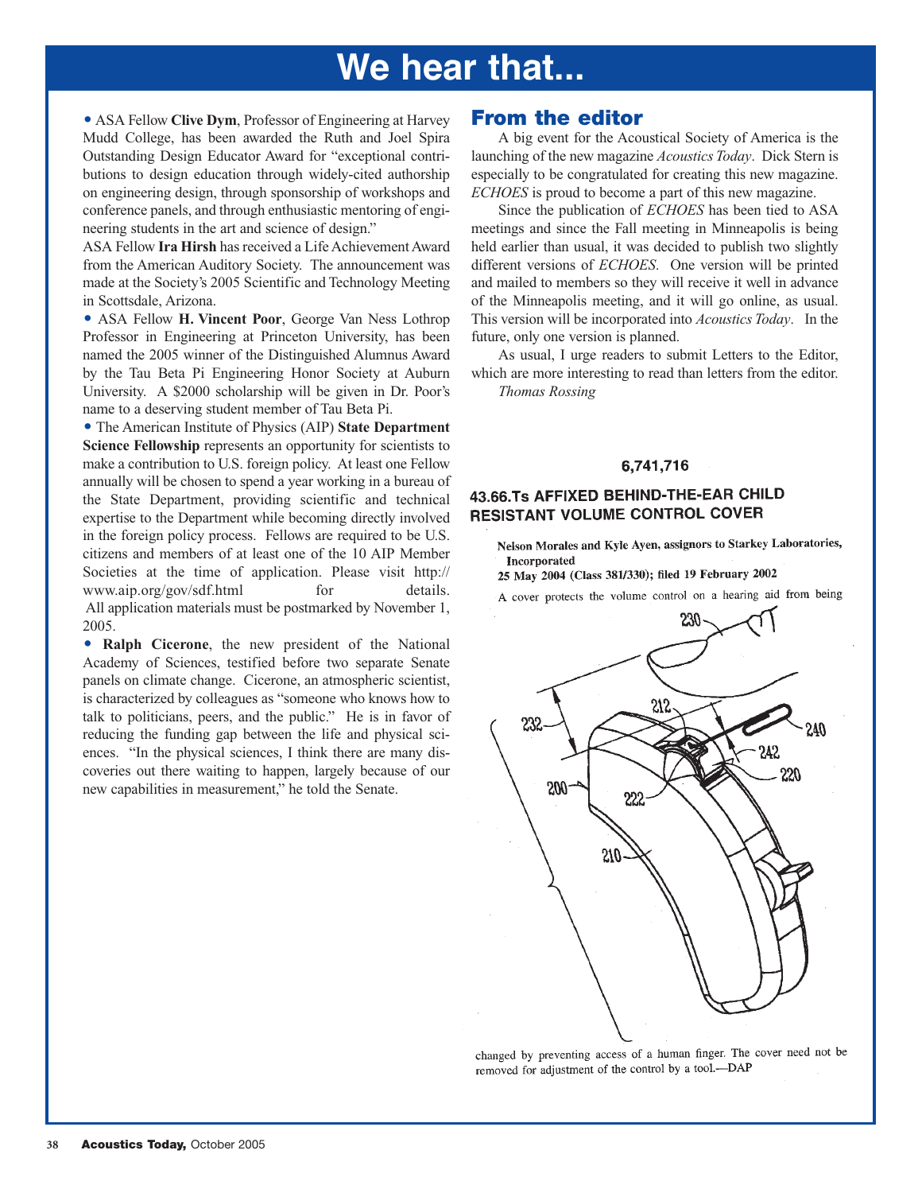# We hear that...

• ASA Fellow **Clive Dym**, Professor of Engineering at Harvey Mudd College, has been awarded the Ruth and Joel Spira Outstanding Design Educator Award for "exceptional contributions to design education through widely-cited authorship on engineering design, through sponsorship of workshops and conference panels, and through enthusiastic mentoring of engineering students in the art and science of design."

ASA Fellow **Ira Hirsh** has received a Life Achievement Award from the American Auditory Society. The announcement was made at the Society's 2005 Scientific and Technology Meeting in Scottsdale, Arizona.

• ASA Fellow **H. Vincent Poor**, George Van Ness Lothrop Professor in Engineering at Princeton University, has been named the 2005 winner of the Distinguished Alumnus Award by the Tau Beta Pi Engineering Honor Society at Auburn University. A $2000 scholarship will be given in Dr. Poor's name to a deserving student member of Tau Beta Pi.

• The American Institute of Physics (AIP) **State Department Science Fellowship** represents an opportunity for scientists to make a contribution to U.S. foreign policy. At least one Fellow annually will be chosen to spend a year working in a bureau of the State Department, providing scientific and technical expertise to the Department while becoming directly involved in the foreign policy process. Fellows are required to be U.S. citizens and members of at least one of the 10 AIP Member Societies at the time of application. Please visit http://www.aip.org/gov/sdf.html for details. All application materials must be postmarked by November 1, 2005.

• **Ralph Cicerone**, the new president of the National Academy of Sciences, testified before two separate Senate panels on climate change. Cicerone, an atmospheric scientist, is characterized by colleagues as "someone who knows how to talk to politicians, peers, and the public." He is in favor of reducing the funding gap between the life and physical sciences. "In the physical sciences, I think there are many discoveries out there waiting to happen, largely because of our new capabilities in measurement," he told the Senate.

## From the editor

A big event for the Acoustical Society of America is the launching of the new magazine *Acoustics Today*. Dick Stern is especially to be congratulated for creating this new magazine. *ECHOES* is proud to become a part of this new magazine.

Since the publication of *ECHOES* has been tied to ASA meetings and since the Fall meeting in Minneapolis is being held earlier than usual, it was decided to publish two slightly different versions of *ECHOES*. One version will be printed and mailed to members so they will receive it well in advance of the Minneapolis meeting, and it will go online, as usual. This version will be incorporated into *Acoustics Today*. In the future, only one version is planned.

As usual, I urge readers to submit Letters to the Editor, which are more interesting to read than letters from the editor.

*Thomas Rossing*

**6,741,716**

**43.66.Ts AFFIXED BEHIND-THE-EAR CHILD RESISTANT VOLUME CONTROL COVER**

**Nelson Morales and Kyle Ayen, assignors to Starkey Laboratories, Incorporated**
**25 May 2004 (Class 381/330); filed 19 February 2002**

A cover protects the volume control on a hearing aid from being changed by preventing access of a human finger. The cover need not be removed for adjustment of the control by a tool.—DAP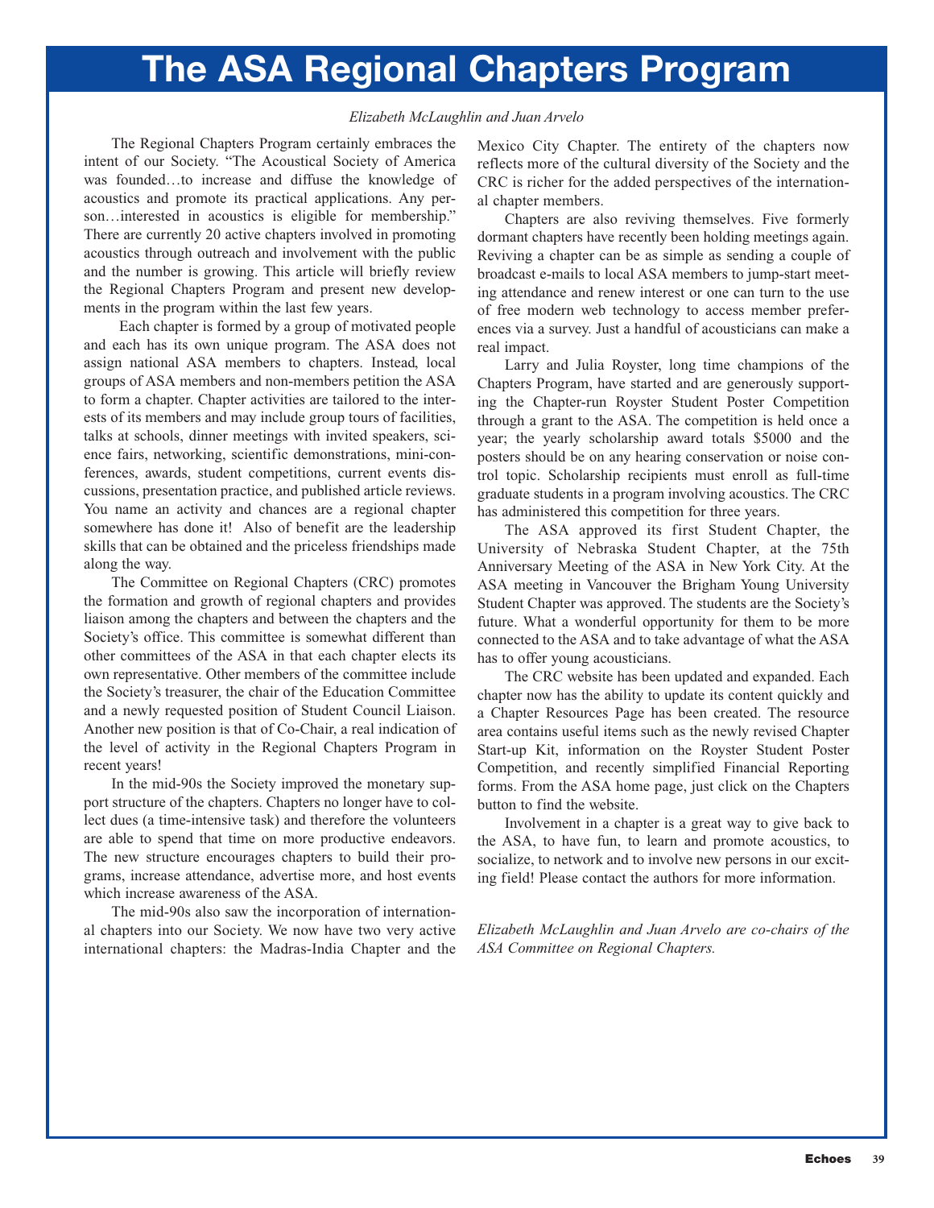# The ASA Regional Chapters Program

*Elizabeth McLaughlin and Juan Arvelo*

The Regional Chapters Program certainly embraces the intent of our Society. "The Acoustical Society of America was founded…to increase and diffuse the knowledge of acoustics and promote its practical applications. Any person…interested in acoustics is eligible for membership." There are currently 20 active chapters involved in promoting acoustics through outreach and involvement with the public and the number is growing. This article will briefly review the Regional Chapters Program and present new developments in the program within the last few years.

Each chapter is formed by a group of motivated people and each has its own unique program. The ASA does not assign national ASA members to chapters. Instead, local groups of ASA members and non-members petition the ASA to form a chapter. Chapter activities are tailored to the interests of its members and may include group tours of facilities, talks at schools, dinner meetings with invited speakers, science fairs, networking, scientific demonstrations, mini-conferences, awards, student competitions, current events discussions, presentation practice, and published article reviews. You name an activity and chances are a regional chapter somewhere has done it! Also of benefit are the leadership skills that can be obtained and the priceless friendships made along the way.

The Committee on Regional Chapters (CRC) promotes the formation and growth of regional chapters and provides liaison among the chapters and between the chapters and the Society's office. This committee is somewhat different than other committees of the ASA in that each chapter elects its own representative. Other members of the committee include the Society's treasurer, the chair of the Education Committee and a newly requested position of Student Council Liaison. Another new position is that of Co-Chair, a real indication of the level of activity in the Regional Chapters Program in recent years!

In the mid-90s the Society improved the monetary support structure of the chapters. Chapters no longer have to collect dues (a time-intensive task) and therefore the volunteers are able to spend that time on more productive endeavors. The new structure encourages chapters to build their programs, increase attendance, advertise more, and host events which increase awareness of the ASA.

The mid-90s also saw the incorporation of international chapters into our Society. We now have two very active international chapters: the Madras-India Chapter and the Mexico City Chapter. The entirety of the chapters now reflects more of the cultural diversity of the Society and the CRC is richer for the added perspectives of the international chapter members.

Chapters are also reviving themselves. Five formerly dormant chapters have recently been holding meetings again. Reviving a chapter can be as simple as sending a couple of broadcast e-mails to local ASA members to jump-start meeting attendance and renew interest or one can turn to the use of free modern web technology to access member preferences via a survey. Just a handful of acousticians can make a real impact.

Larry and Julia Royster, long time champions of the Chapters Program, have started and are generously supporting the Chapter-run Royster Student Poster Competition through a grant to the ASA. The competition is held once a year; the yearly scholarship award totals $5000 and the posters should be on any hearing conservation or noise control topic. Scholarship recipients must enroll as full-time graduate students in a program involving acoustics. The CRC has administered this competition for three years.

The ASA approved its first Student Chapter, the University of Nebraska Student Chapter, at the 75th Anniversary Meeting of the ASA in New York City. At the ASA meeting in Vancouver the Brigham Young University Student Chapter was approved. The students are the Society's future. What a wonderful opportunity for them to be more connected to the ASA and to take advantage of what the ASA has to offer young acousticians.

The CRC website has been updated and expanded. Each chapter now has the ability to update its content quickly and a Chapter Resources Page has been created. The resource area contains useful items such as the newly revised Chapter Start-up Kit, information on the Royster Student Poster Competition, and recently simplified Financial Reporting forms. From the ASA home page, just click on the Chapters button to find the website.

Involvement in a chapter is a great way to give back to the ASA, to have fun, to learn and promote acoustics, to socialize, to network and to involve new persons in our exciting field! Please contact the authors for more information.

*Elizabeth McLaughlin and Juan Arvelo are co-chairs of the ASA Committee on Regional Chapters.*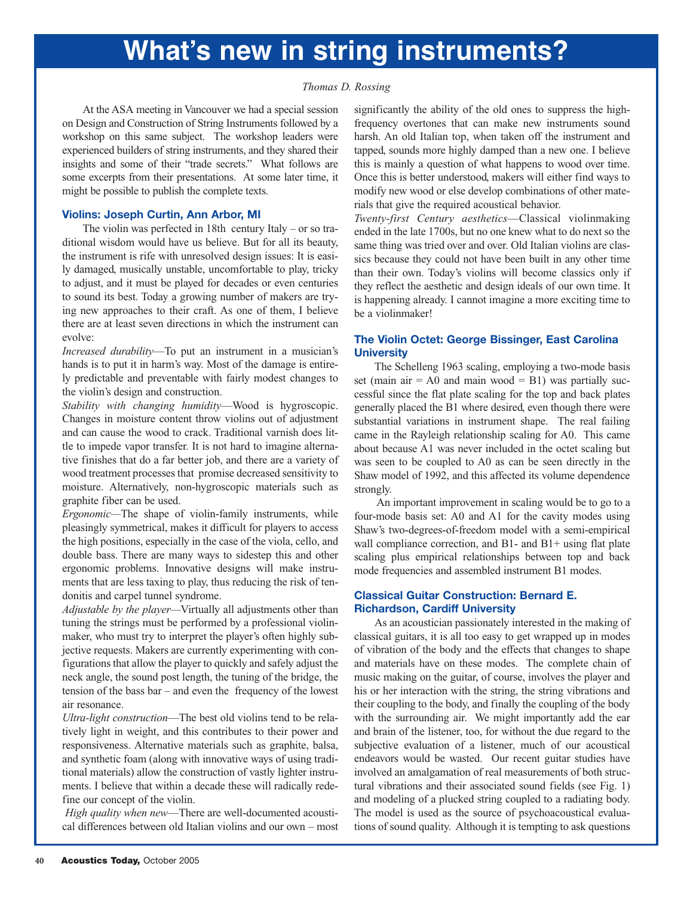# What's new in string instruments?

*Thomas D. Rossing*

At the ASA meeting in Vancouver we had a special session on Design and Construction of String Instruments followed by a workshop on this same subject. The workshop leaders were experienced builders of string instruments, and they shared their insights and some of their "trade secrets." What follows are some excerpts from their presentations. At some later time, it might be possible to publish the complete texts.

### Violins: Joseph Curtin, Ann Arbor, MI

The violin was perfected in 18th century Italy – or so traditional wisdom would have us believe. But for all its beauty, the instrument is rife with unresolved design issues: It is easily damaged, musically unstable, uncomfortable to play, tricky to adjust, and it must be played for decades or even centuries to sound its best. Today a growing number of makers are trying new approaches to their craft. As one of them, I believe there are at least seven directions in which the instrument can evolve:

*Increased durability*—To put an instrument in a musician's hands is to put it in harm's way. Most of the damage is entirely predictable and preventable with fairly modest changes to the violin's design and construction.

*Stability with changing humidity*—Wood is hygroscopic. Changes in moisture content throw violins out of adjustment and can cause the wood to crack. Traditional varnish does little to impede vapor transfer. It is not hard to imagine alternative finishes that do a far better job, and there are a variety of wood treatment processes that promise decreased sensitivity to moisture. Alternatively, non-hygroscopic materials such as graphite fiber can be used.

*Ergonomic*—The shape of violin-family instruments, while pleasingly symmetrical, makes it difficult for players to access the high positions, especially in the case of the viola, cello, and double bass. There are many ways to sidestep this and other ergonomic problems. Innovative designs will make instruments that are less taxing to play, thus reducing the risk of tendonitis and carpel tunnel syndrome.

*Adjustable by the player*—Virtually all adjustments other than tuning the strings must be performed by a professional violinmaker, who must try to interpret the player's often highly subjective requests. Makers are currently experimenting with configurations that allow the player to quickly and safely adjust the neck angle, the sound post length, the tuning of the bridge, the tension of the bass bar – and even the frequency of the lowest air resonance.

*Ultra-light construction*—The best old violins tend to be relatively light in weight, and this contributes to their power and responsiveness. Alternative materials such as graphite, balsa, and synthetic foam (along with innovative ways of using traditional materials) allow the construction of vastly lighter instruments. I believe that within a decade these will radically redefine our concept of the violin.

*High quality when new*—There are well-documented acoustical differences between old Italian violins and our own – most significantly the ability of the old ones to suppress the high-frequency overtones that can make new instruments sound harsh. An old Italian top, when taken off the instrument and tapped, sounds more highly damped than a new one. I believe this is mainly a question of what happens to wood over time. Once this is better understood, makers will either find ways to modify new wood or else develop combinations of other materials that give the required acoustical behavior.

*Twenty-first Century aesthetics*—Classical violinmaking ended in the late 1700s, but no one knew what to do next so the same thing was tried over and over. Old Italian violins are classics because they could not have been built in any other time than their own. Today's violins will become classics only if they reflect the aesthetic and design ideals of our own time. It is happening already. I cannot imagine a more exciting time to be a violinmaker!

### The Violin Octet: George Bissinger, East Carolina University

The Schelleng 1963 scaling, employing a two-mode basis set (main air = A0 and main wood = B1) was partially successful since the flat plate scaling for the top and back plates generally placed the B1 where desired, even though there were substantial variations in instrument shape. The real failing came in the Rayleigh relationship scaling for A0. This came about because A1 was never included in the octet scaling but was seen to be coupled to A0 as can be seen directly in the Shaw model of 1992, and this affected its volume dependence strongly.

An important improvement in scaling would be to go to a four-mode basis set: A0 and A1 for the cavity modes using Shaw's two-degrees-of-freedom model with a semi-empirical wall compliance correction, and B1- and B1+ using flat plate scaling plus empirical relationships between top and back mode frequencies and assembled instrument B1 modes.

### Classical Guitar Construction: Bernard E. Richardson, Cardiff University

As an acoustician passionately interested in the making of classical guitars, it is all too easy to get wrapped up in modes of vibration of the body and the effects that changes to shape and materials have on these modes. The complete chain of music making on the guitar, of course, involves the player and his or her interaction with the string, the string vibrations and their coupling to the body, and finally the coupling of the body with the surrounding air. We might importantly add the ear and brain of the listener, too, for without the due regard to the subjective evaluation of a listener, much of our acoustical endeavors would be wasted. Our recent guitar studies have involved an amalgamation of real measurements of both structural vibrations and their associated sound fields (see Fig. 1) and modeling of a plucked string coupled to a radiating body. The model is used as the source of psychoacoustical evaluations of sound quality. Although it is tempting to ask questions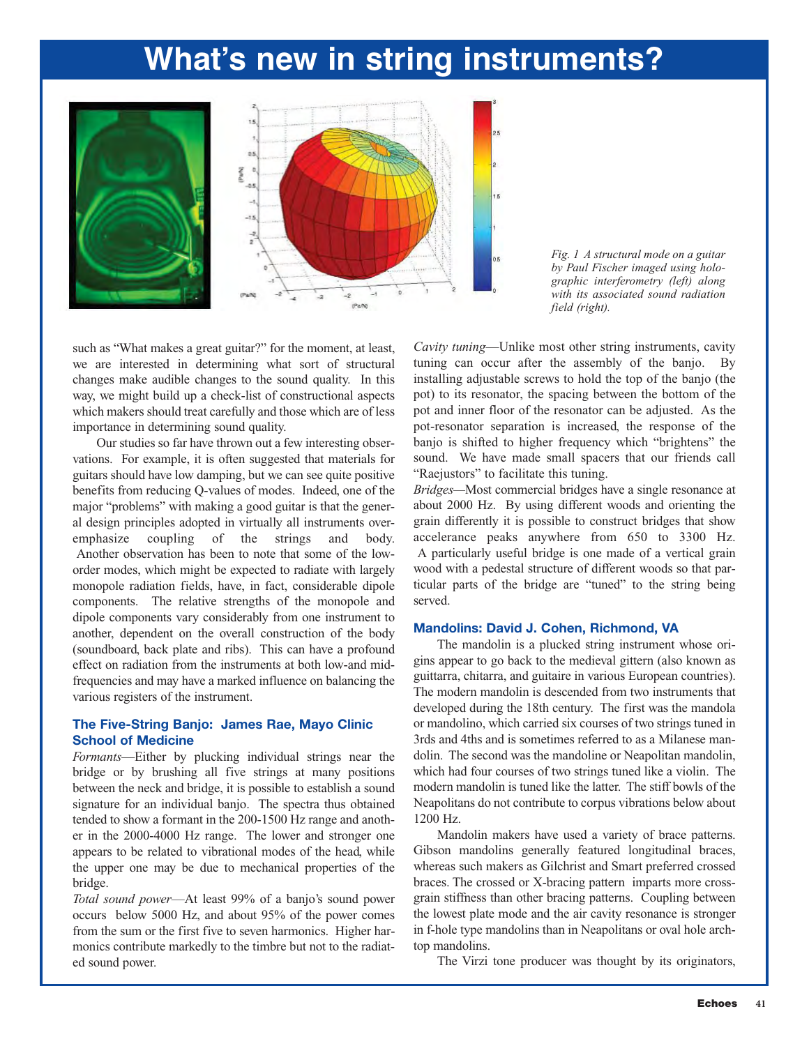# What's new in string instruments?

*Fig. 1 A structural mode on a guitar by Paul Fischer imaged using holographic interferometry (left) along with its associated sound radiation field (right).*

such as "What makes a great guitar?" for the moment, at least, we are interested in determining what sort of structural changes make audible changes to the sound quality. In this way, we might build up a check-list of constructional aspects which makers should treat carefully and those which are of less importance in determining sound quality.

Our studies so far have thrown out a few interesting observations. For example, it is often suggested that materials for guitars should have low damping, but we can see quite positive benefits from reducing Q-values of modes. Indeed, one of the major "problems" with making a good guitar is that the general design principles adopted in virtually all instruments overemphasize coupling of the strings and body. Another observation has been to note that some of the low-order modes, which might be expected to radiate with largely monopole radiation fields, have, in fact, considerable dipole components. The relative strengths of the monopole and dipole components vary considerably from one instrument to another, dependent on the overall construction of the body (soundboard, back plate and ribs). This can have a profound effect on radiation from the instruments at both low-and mid-frequencies and may have a marked influence on balancing the various registers of the instrument.

### The Five-String Banjo: James Rae, Mayo Clinic School of Medicine

*Formants*—Either by plucking individual strings near the bridge or by brushing all five strings at many positions between the neck and bridge, it is possible to establish a sound signature for an individual banjo. The spectra thus obtained tended to show a formant in the 200-1500 Hz range and another in the 2000-4000 Hz range. The lower and stronger one appears to be related to vibrational modes of the head, while the upper one may be due to mechanical properties of the bridge.

*Total sound power*—At least 99% of a banjo's sound power occurs below 5000 Hz, and about 95% of the power comes from the sum or the first five to seven harmonics. Higher harmonics contribute markedly to the timbre but not to the radiated sound power.

*Cavity tuning*—Unlike most other string instruments, cavity tuning can occur after the assembly of the banjo. By installing adjustable screws to hold the top of the banjo (the pot) to its resonator, the spacing between the bottom of the pot and inner floor of the resonator can be adjusted. As the pot-resonator separation is increased, the response of the banjo is shifted to higher frequency which "brightens" the sound. We have made small spacers that our friends call "Raejustors" to facilitate this tuning.

*Bridges*—Most commercial bridges have a single resonance at about 2000 Hz. By using different woods and orienting the grain differently it is possible to construct bridges that show accelerance peaks anywhere from 650 to 3300 Hz. A particularly useful bridge is one made of a vertical grain wood with a pedestal structure of different woods so that particular parts of the bridge are "tuned" to the string being served.

### Mandolins: David J. Cohen, Richmond, VA

The mandolin is a plucked string instrument whose origins appear to go back to the medieval gittern (also known as guittarra, chitarra, and guitaire in various European countries). The modern mandolin is descended from two instruments that developed during the 18th century. The first was the mandola or mandolino, which carried six courses of two strings tuned in 3rds and 4ths and is sometimes referred to as a Milanese mandolin. The second was the mandoline or Neapolitan mandolin, which had four courses of two strings tuned like a violin. The modern mandolin is tuned like the latter. The stiff bowls of the Neapolitans do not contribute to corpus vibrations below about 1200 Hz.

Mandolin makers have used a variety of brace patterns. Gibson mandolins generally featured longitudinal braces, whereas such makers as Gilchrist and Smart preferred crossed braces. The crossed or X-bracing pattern imparts more cross-grain stiffness than other bracing patterns. Coupling between the lowest plate mode and the air cavity resonance is stronger in f-hole type mandolins than in Neapolitans or oval hole archtop mandolins.

The Virzi tone producer was thought by its originators,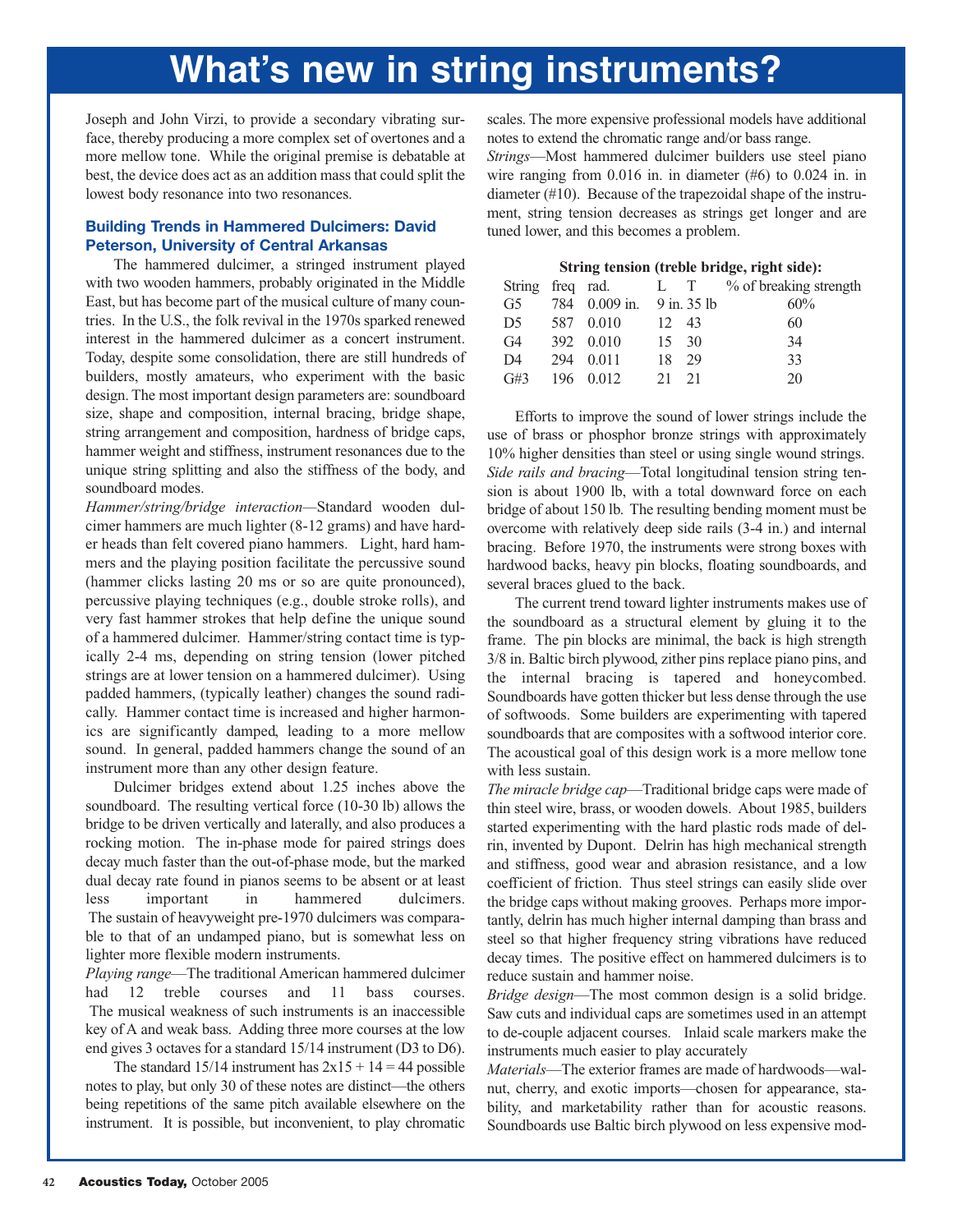# What's new in string instruments?

Joseph and John Virzi, to provide a secondary vibrating surface, thereby producing a more complex set of overtones and a more mellow tone. While the original premise is debatable at best, the device does act as an addition mass that could split the lowest body resonance into two resonances.

### Building Trends in Hammered Dulcimers: David Peterson, University of Central Arkansas

The hammered dulcimer, a stringed instrument played with two wooden hammers, probably originated in the Middle East, but has become part of the musical culture of many countries. In the U.S., the folk revival in the 1970s sparked renewed interest in the hammered dulcimer as a concert instrument. Today, despite some consolidation, there are still hundreds of builders, mostly amateurs, who experiment with the basic design. The most important design parameters are: soundboard size, shape and composition, internal bracing, bridge shape, string arrangement and composition, hardness of bridge caps, hammer weight and stiffness, instrument resonances due to the unique string splitting and also the stiffness of the body, and soundboard modes.

*Hammer/string/bridge interaction*—Standard wooden dulcimer hammers are much lighter (8-12 grams) and have harder heads than felt covered piano hammers. Light, hard hammers and the playing position facilitate the percussive sound (hammer clicks lasting 20 ms or so are quite pronounced), percussive playing techniques (e.g., double stroke rolls), and very fast hammer strokes that help define the unique sound of a hammered dulcimer. Hammer/string contact time is typically 2-4 ms, depending on string tension (lower pitched strings are at lower tension on a hammered dulcimer). Using padded hammers, (typically leather) changes the sound radically. Hammer contact time is increased and higher harmonics are significantly damped, leading to a more mellow sound. In general, padded hammers change the sound of an instrument more than any other design feature.

Dulcimer bridges extend about 1.25 inches above the soundboard. The resulting vertical force (10-30 lb) allows the bridge to be driven vertically and laterally, and also produces a rocking motion. The in-phase mode for paired strings does decay much faster than the out-of-phase mode, but the marked dual decay rate found in pianos seems to be absent or at least less important in hammered dulcimers. The sustain of heavyweight pre-1970 dulcimers was comparable to that of an undamped piano, but is somewhat less on lighter more flexible modern instruments.

*Playing range*—The traditional American hammered dulcimer had 12 treble courses and 11 bass courses. The musical weakness of such instruments is an inaccessible key of A and weak bass. Adding three more courses at the low end gives 3 octaves for a standard 15/14 instrument (D3 to D6).

The standard 15/14 instrument has 2x15 + 14 = 44 possible notes to play, but only 30 of these notes are distinct—the others being repetitions of the same pitch available elsewhere on the instrument. It is possible, but inconvenient, to play chromatic scales. The more expensive professional models have additional notes to extend the chromatic range and/or bass range.

*Strings*—Most hammered dulcimer builders use steel piano wire ranging from 0.016 in. in diameter (#6) to 0.024 in. in diameter (#10). Because of the trapezoidal shape of the instrument, string tension decreases as strings get longer and are tuned lower, and this becomes a problem.

**String tension (treble bridge, right side):**

| String | freq | rad. | L | T | % of breaking strength |
|---|---|---|---|---|---|
| G5 | 784 | 0.009 in. | 9 in. | 35 lb | 60% |
| D5 | 587 | 0.010 | 12 | 43 | 60 |
| G4 | 392 | 0.010 | 15 | 30 | 34 |
| D4 | 294 | 0.011 | 18 | 29 | 33 |
| G#3 | 196 | 0.012 | 21 | 21 | 20 |

Efforts to improve the sound of lower strings include the use of brass or phosphor bronze strings with approximately 10% higher densities than steel or using single wound strings.

*Side rails and bracing*—Total longitudinal tension string tension is about 1900 lb, with a total downward force on each bridge of about 150 lb. The resulting bending moment must be overcome with relatively deep side rails (3-4 in.) and internal bracing. Before 1970, the instruments were strong boxes with hardwood backs, heavy pin blocks, floating soundboards, and several braces glued to the back.

The current trend toward lighter instruments makes use of the soundboard as a structural element by gluing it to the frame. The pin blocks are minimal, the back is high strength 3/8 in. Baltic birch plywood, zither pins replace piano pins, and the internal bracing is tapered and honeycombed. Soundboards have gotten thicker but less dense through the use of softwoods. Some builders are experimenting with tapered soundboards that are composites with a softwood interior core. The acoustical goal of this design work is a more mellow tone with less sustain.

*The miracle bridge cap*—Traditional bridge caps were made of thin steel wire, brass, or wooden dowels. About 1985, builders started experimenting with the hard plastic rods made of delrin, invented by Dupont. Delrin has high mechanical strength and stiffness, good wear and abrasion resistance, and a low coefficient of friction. Thus steel strings can easily slide over the bridge caps without making grooves. Perhaps more importantly, delrin has much higher internal damping than brass and steel so that higher frequency string vibrations have reduced decay times. The positive effect on hammered dulcimers is to reduce sustain and hammer noise.

*Bridge design*—The most common design is a solid bridge. Saw cuts and individual caps are sometimes used in an attempt to de-couple adjacent courses. Inlaid scale markers make the instruments much easier to play accurately

*Materials*—The exterior frames are made of hardwoods—walnut, cherry, and exotic imports—chosen for appearance, stability, and marketability rather than for acoustic reasons. Soundboards use Baltic birch plywood on less expensive mod-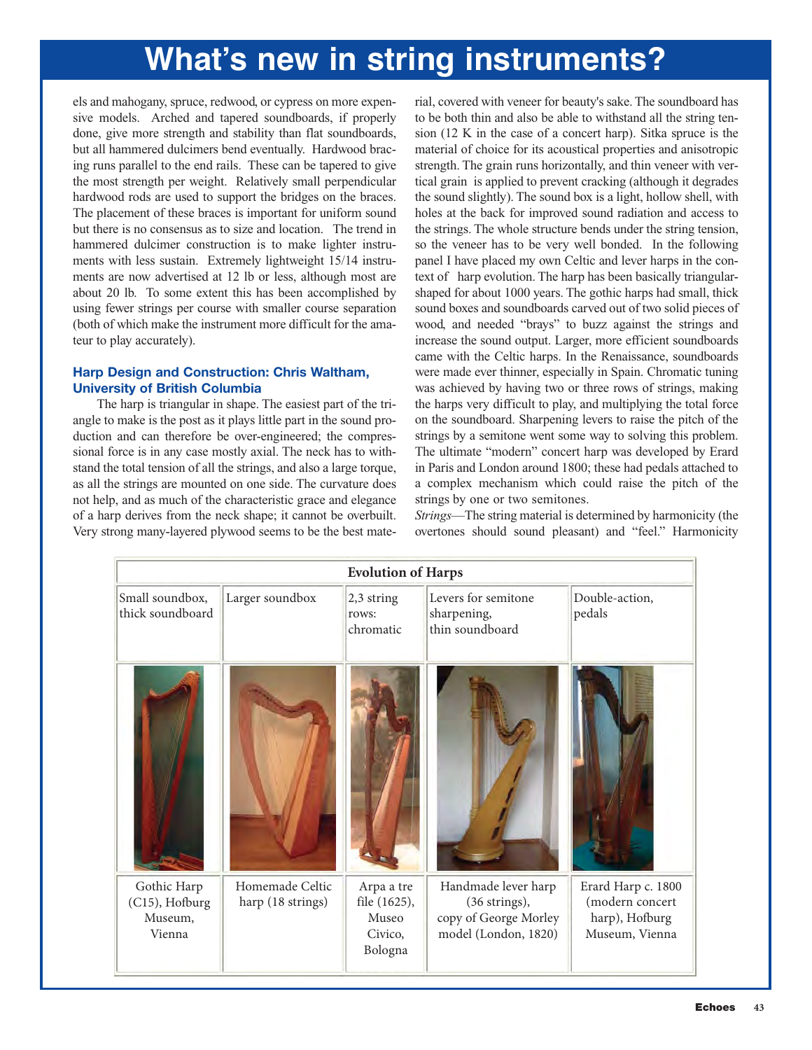# What's new in string instruments?

els and mahogany, spruce, redwood, or cypress on more expensive models. Arched and tapered soundboards, if properly done, give more strength and stability than flat soundboards, but all hammered dulcimers bend eventually. Hardwood bracing runs parallel to the end rails. These can be tapered to give the most strength per weight. Relatively small perpendicular hardwood rods are used to support the bridges on the braces. The placement of these braces is important for uniform sound but there is no consensus as to size and location. The trend in hammered dulcimer construction is to make lighter instruments with less sustain. Extremely lightweight 15/14 instruments are now advertised at 12 lb or less, although most are about 20 lb. To some extent this has been accomplished by using fewer strings per course with smaller course separation (both of which make the instrument more difficult for the amateur to play accurately).

### Harp Design and Construction: Chris Waltham, University of British Columbia

The harp is triangular in shape. The easiest part of the triangle to make is the post as it plays little part in the sound production and can therefore be over-engineered; the compressional force is in any case mostly axial. The neck has to withstand the total tension of all the strings, and also a large torque, as all the strings are mounted on one side. The curvature does not help, and as much of the characteristic grace and elegance of a harp derives from the neck shape; it cannot be overbuilt. Very strong many-layered plywood seems to be the best material, covered with veneer for beauty's sake. The soundboard has to be both thin and also be able to withstand all the string tension (12 K in the case of a concert harp). Sitka spruce is the material of choice for its acoustical properties and anisotropic strength. The grain runs horizontally, and thin veneer with vertical grain is applied to prevent cracking (although it degrades the sound slightly). The sound box is a light, hollow shell, with holes at the back for improved sound radiation and access to the strings. The whole structure bends under the string tension, so the veneer has to be very well bonded. In the following panel I have placed my own Celtic and lever harps in the context of harp evolution. The harp has been basically triangular-shaped for about 1000 years. The gothic harps had small, thick sound boxes and soundboards carved out of two solid pieces of wood, and needed "brays" to buzz against the strings and increase the sound output. Larger, more efficient soundboards came with the Celtic harps. In the Renaissance, soundboards were made ever thinner, especially in Spain. Chromatic tuning was achieved by having two or three rows of strings, making the harps very difficult to play, and multiplying the total force on the soundboard. Sharpening levers to raise the pitch of the strings by a semitone went some way to solving this problem. The ultimate "modern" concert harp was developed by Erard in Paris and London around 1800; these had pedals attached to a complex mechanism which could raise the pitch of the strings by one or two semitones.

*Strings*—The string material is determined by harmonicity (the overtones should sound pleasant) and "feel." Harmonicity

| Evolution of Harps | | | | |
|---|---|---|---|---|
| Small soundbox, thick soundboard | Larger soundbox | 2,3 string rows: chromatic | Levers for semitone sharpening, thin soundboard | Double-action, pedals |
| | | | | |
| Gothic Harp (C15), Hofburg Museum, Vienna | Homemade Celtic harp (18 strings) | Arpa a tre file (1625), Museo Civico, Bologna | Handmade lever harp (36 strings), copy of George Morley model (London, 1820) | Erard Harp c. 1800 (modern concert harp), Hofburg Museum, Vienna |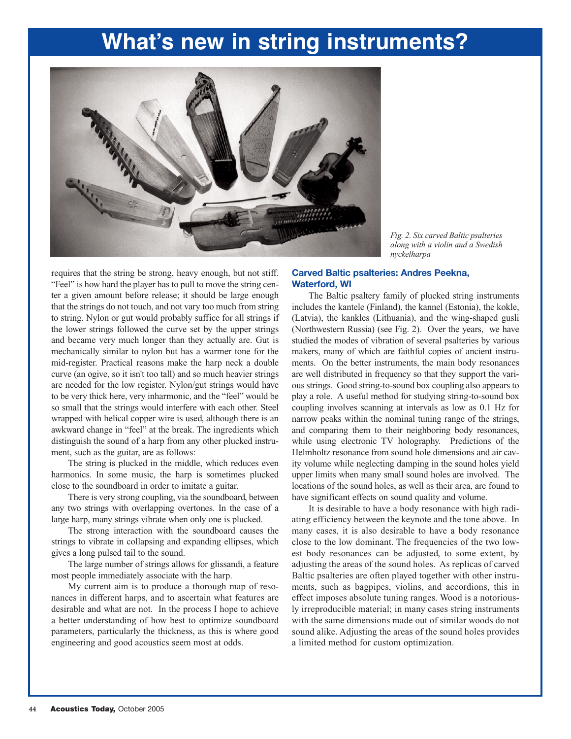# What's new in string instruments?

*Fig. 2. Six carved Baltic psalteries along with a violin and a Swedish nyckelharpa*

requires that the string be strong, heavy enough, but not stiff. "Feel" is how hard the player has to pull to move the string center a given amount before release; it should be large enough that the strings do not touch, and not vary too much from string to string. Nylon or gut would probably suffice for all strings if the lower strings followed the curve set by the upper strings and became very much longer than they actually are. Gut is mechanically similar to nylon but has a warmer tone for the mid-register. Practical reasons make the harp neck a double curve (an ogive, so it isn't too tall) and so much heavier strings are needed for the low register. Nylon/gut strings would have to be very thick here, very inharmonic, and the "feel" would be so small that the strings would interfere with each other. Steel wrapped with helical copper wire is used, although there is an awkward change in "feel" at the break. The ingredients which distinguish the sound of a harp from any other plucked instrument, such as the guitar, are as follows:

The string is plucked in the middle, which reduces even harmonics. In some music, the harp is sometimes plucked close to the soundboard in order to imitate a guitar.

There is very strong coupling, via the soundboard, between any two strings with overlapping overtones. In the case of a large harp, many strings vibrate when only one is plucked.

The strong interaction with the soundboard causes the strings to vibrate in collapsing and expanding ellipses, which gives a long pulsed tail to the sound.

The large number of strings allows for glissandi, a feature most people immediately associate with the harp.

My current aim is to produce a thorough map of resonances in different harps, and to ascertain what features are desirable and what are not. In the process I hope to achieve a better understanding of how best to optimize soundboard parameters, particularly the thickness, as this is where good engineering and good acoustics seem most at odds.

### Carved Baltic psalteries: Andres Peekna, Waterford, WI

The Baltic psaltery family of plucked string instruments includes the kantele (Finland), the kannel (Estonia), the kokle, (Latvia), the kankles (Lithuania), and the wing-shaped gusli (Northwestern Russia) (see Fig. 2). Over the years, we have studied the modes of vibration of several psalteries by various makers, many of which are faithful copies of ancient instruments. On the better instruments, the main body resonances are well distributed in frequency so that they support the various strings. Good string-to-sound box coupling also appears to play a role. A useful method for studying string-to-sound box coupling involves scanning at intervals as low as 0.1 Hz for narrow peaks within the nominal tuning range of the strings, and comparing them to their neighboring body resonances, while using electronic TV holography. Predictions of the Helmholtz resonance from sound hole dimensions and air cavity volume while neglecting damping in the sound holes yield upper limits when many small sound holes are involved. The locations of the sound holes, as well as their area, are found to have significant effects on sound quality and volume.

It is desirable to have a body resonance with high radiating efficiency between the keynote and the tone above. In many cases, it is also desirable to have a body resonance close to the low dominant. The frequencies of the two lowest body resonances can be adjusted, to some extent, by adjusting the areas of the sound holes. As replicas of carved Baltic psalteries are often played together with other instruments, such as bagpipes, violins, and accordions, this in effect imposes absolute tuning ranges. Wood is a notoriously irreproducible material; in many cases string instruments with the same dimensions made out of similar woods do not sound alike. Adjusting the areas of the sound holes provides a limited method for custom optimization.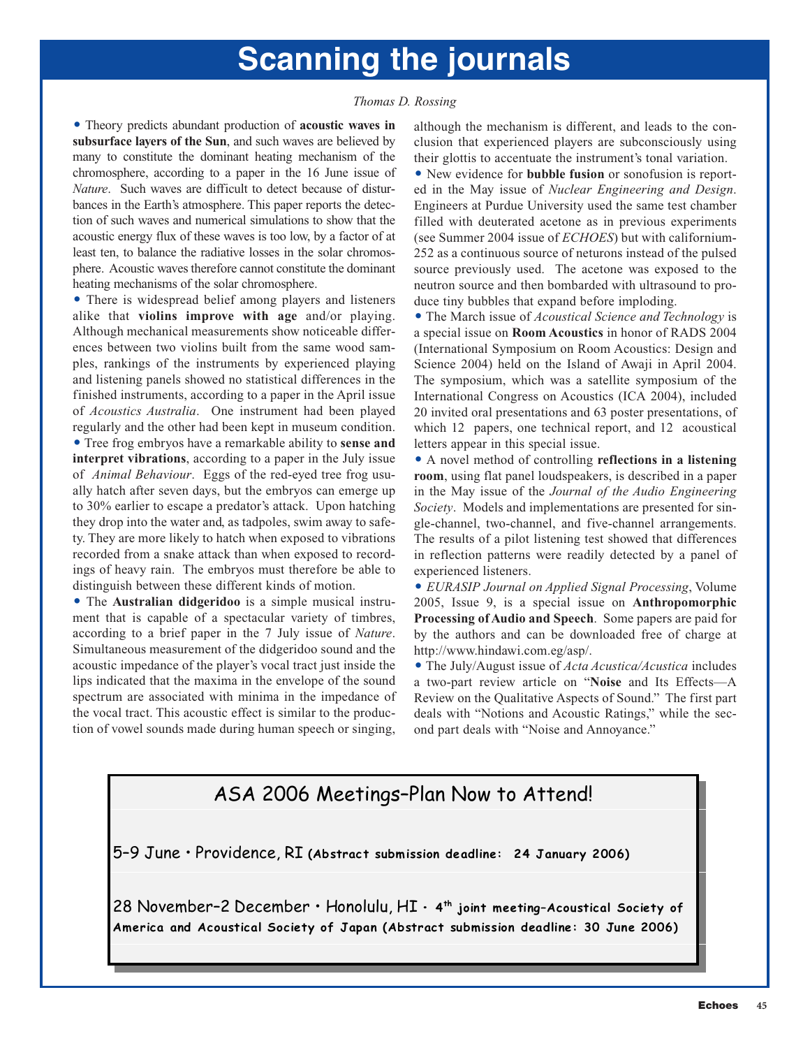# Scanning the journals

*Thomas D. Rossing*

- Theory predicts abundant production of **acoustic waves in subsurface layers of the Sun**, and such waves are believed by many to constitute the dominant heating mechanism of the chromosphere, according to a paper in the 16 June issue of *Nature*. Such waves are difficult to detect because of disturbances in the Earth's atmosphere. This paper reports the detection of such waves and numerical simulations to show that the acoustic energy flux of these waves is too low, by a factor of at least ten, to balance the radiative losses in the solar chromosphere. Acoustic waves therefore cannot constitute the dominant heating mechanisms of the solar chromosphere.
- There is widespread belief among players and listeners alike that **violins improve with age** and/or playing. Although mechanical measurements show noticeable differences between two violins built from the same wood samples, rankings of the instruments by experienced playing and listening panels showed no statistical differences in the finished instruments, according to a paper in the April issue of *Acoustics Australia*. One instrument had been played regularly and the other had been kept in museum condition.
- Tree frog embryos have a remarkable ability to **sense and interpret vibrations**, according to a paper in the July issue of *Animal Behaviour*. Eggs of the red-eyed tree frog usually hatch after seven days, but the embryos can emerge up to 30% earlier to escape a predator's attack. Upon hatching they drop into the water and, as tadpoles, swim away to safety. They are more likely to hatch when exposed to vibrations recorded from a snake attack than when exposed to recordings of heavy rain. The embryos must therefore be able to distinguish between these different kinds of motion.
- The **Australian didgeridoo** is a simple musical instrument that is capable of a spectacular variety of timbres, according to a brief paper in the 7 July issue of *Nature*. Simultaneous measurement of the didgeridoo sound and the acoustic impedance of the player's vocal tract just inside the lips indicated that the maxima in the envelope of the sound spectrum are associated with minima in the impedance of the vocal tract. This acoustic effect is similar to the production of vowel sounds made during human speech or singing, although the mechanism is different, and leads to the conclusion that experienced players are subconsciously using their glottis to accentuate the instrument's tonal variation.
- New evidence for **bubble fusion** or sonofusion is reported in the May issue of *Nuclear Engineering and Design*. Engineers at Purdue University used the same test chamber filled with deuterated acetone as in previous experiments (see Summer 2004 issue of *ECHOES*) but with californium-252 as a continuous source of netrons instead of the pulsed source previously used. The acetone was exposed to the neutron source and then bombarded with ultrasound to produce tiny bubbles that expand before imploding.
- The March issue of *Acoustical Science and Technology* is a special issue on **Room Acoustics** in honor of RADS 2004 (International Symposium on Room Acoustics: Design and Science 2004) held on the Island of Awaji in April 2004. The symposium, which was a satellite symposium of the International Congress on Acoustics (ICA 2004), included 20 invited oral presentations and 63 poster presentations, of which 12 papers, one technical report, and 12 acoustical letters appear in this special issue.
- A novel method of controlling **reflections in a listening room**, using flat panel loudspeakers, is described in a paper in the May issue of the *Journal of the Audio Engineering Society*. Models and implementations are presented for single-channel, two-channel, and five-channel arrangements. The results of a pilot listening test showed that differences in reflection patterns were readily detected by a panel of experienced listeners.
- *EURASIP Journal on Applied Signal Processing*, Volume 2005, Issue 9, is a special issue on **Anthropomorphic Processing of Audio and Speech**. Some papers are paid for by the authors and can be downloaded free of charge at http://www.hindawi.com.eg/asp/.
- The July/August issue of *Acta Acustica/Acustica* includes a two-part review article on "**Noise** and Its Effects—A Review on the Qualitative Aspects of Sound." The first part deals with "Notions and Acoustic Ratings," while the second part deals with "Noise and Annoyance."

## ASA 2006 Meetings–Plan Now to Attend!

5–9 June • Providence, RI **(Abstract submission deadline: 24 January 2006)**

28 November–2 December • Honolulu, HI • **4th joint meeting–Acoustical Society of America and Acoustical Society of Japan (Abstract submission deadline: 30 June 2006)**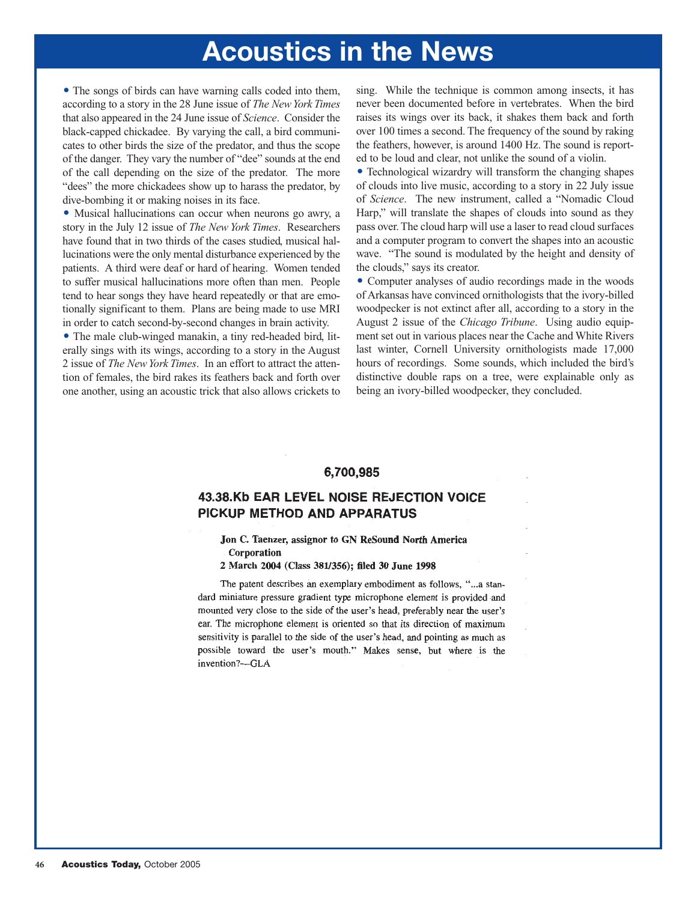# Acoustics in the News

- The songs of birds can have warning calls coded into them, according to a story in the 28 June issue of *The New York Times* that also appeared in the 24 June issue of *Science*. Consider the black-capped chickadee. By varying the call, a bird communicates to other birds the size of the predator, and thus the scope of the danger. They vary the number of "dee" sounds at the end of the call depending on the size of the predator. The more "dees" the more chickadees show up to harass the predator, by dive-bombing it or making noises in its face.
- Musical hallucinations can occur when neurons go awry, a story in the July 12 issue of *The New York Times*. Researchers have found that in two thirds of the cases studied, musical hallucinations were the only mental disturbance experienced by the patients. A third were deaf or hard of hearing. Women tended to suffer musical hallucinations more often than men. People tend to hear songs they have heard repeatedly or that are emotionally significant to them. Plans are being made to use MRI in order to catch second-by-second changes in brain activity.
- The male club-winged manakin, a tiny red-headed bird, literally sings with its wings, according to a story in the August 2 issue of *The New York Times*. In an effort to attract the attention of females, the bird rakes its feathers back and forth over one another, using an acoustic trick that also allows crickets to sing. While the technique is common among insects, it has never been documented before in vertebrates. When the bird raises its wings over its back, it shakes them back and forth over 100 times a second. The frequency of the sound by raking the feathers, however, is around 1400 Hz. The sound is reported to be loud and clear, not unlike the sound of a violin.
- Technological wizardry will transform the changing shapes of clouds into live music, according to a story in 22 July issue of *Science*. The new instrument, called a "Nomadic Cloud Harp," will translate the shapes of clouds into sound as they pass over. The cloud harp will use a laser to read cloud surfaces and a computer program to convert the shapes into an acoustic wave. "The sound is modulated by the height and density of the clouds," says its creator.
- Computer analyses of audio recordings made in the woods of Arkansas have convinced ornithologists that the ivory-billed woodpecker is not extinct after all, according to a story in the August 2 issue of the *Chicago Tribune*. Using audio equipment set out in various places near the Cache and White Rivers last winter, Cornell University ornithologists made 17,000 hours of recordings. Some sounds, which included the bird's distinctive double raps on a tree, were explainable only as being an ivory-billed woodpecker, they concluded.

**6,700,985**

**43.38.Kb EAR LEVEL NOISE REJECTION VOICE PICKUP METHOD AND APPARATUS**

**Jon C. Taenzer, assignor to GN ReSound North America Corporation**
**2 March 2004 (Class 381/356); filed 30 June 1998**

The patent describes an exemplary embodiment as follows, "...a standard miniature pressure gradient type microphone element is provided and mounted very close to the side of the user's head, preferably near the user's ear. The microphone element is oriented so that its direction of maximum sensitivity is parallel to the side of the user's head, and pointing as much as possible toward the user's mouth." Makes sense, but where is the invention?—GLA